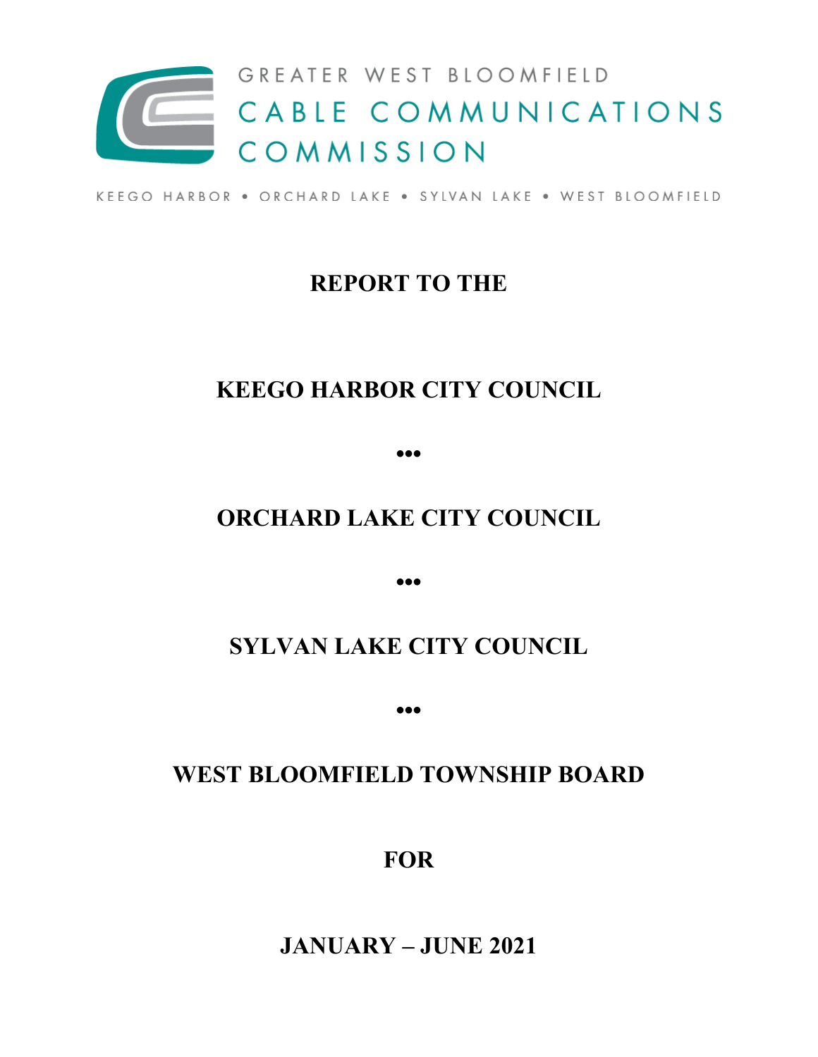GREATER WEST BLOOMFIELD

CABLE COMMUNICATIONS COMMISSION

KEEGO HARBOR • ORCHARD LAKE • SYLVAN LAKE • WEST BLOOMFIELD

# REPORT TO THE

## KEEGO HARBOR CITY COUNCIL

•••

## ORCHARD LAKE CITY COUNCIL

•••

## SYLVAN LAKE CITY COUNCIL

•••

## WEST BLOOMFIELD TOWNSHIP BOARD

**FOR**

## JANUARY – JUNE 2021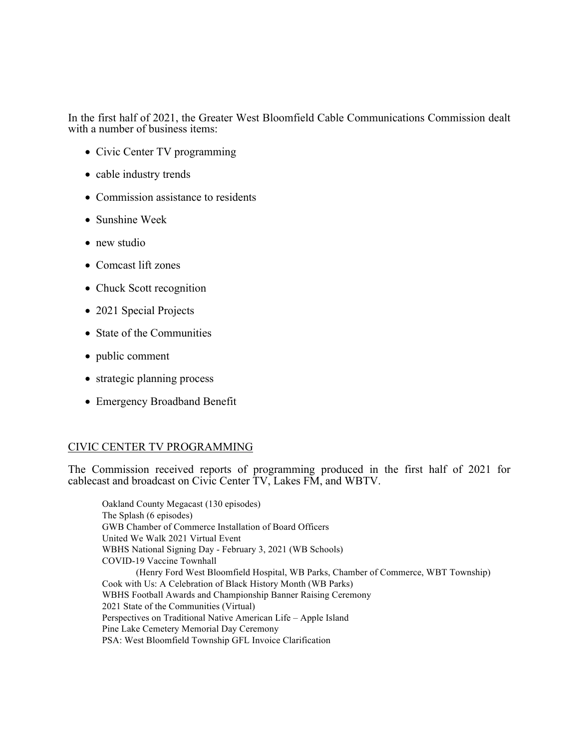In the first half of 2021, the Greater West Bloomfield Cable Communications Commission dealt with a number of business items:

- Civic Center TV programming
- cable industry trends
- Commission assistance to residents
- Sunshine Week
- new studio
- Comcast lift zones
- Chuck Scott recognition
- 2021 Special Projects
- State of the Communities
- public comment
- strategic planning process
- Emergency Broadband Benefit

## CIVIC CENTER TV PROGRAMMING

The Commission received reports of programming produced in the first half of 2021 for cablecast and broadcast on Civic Center TV, Lakes FM, and WBTV.

Oakland County Megacast (130 episodes)
The Splash (6 episodes)
GWB Chamber of Commerce Installation of Board Officers
United We Walk 2021 Virtual Event
WBHS National Signing Day - February 3, 2021 (WB Schools)
COVID-19 Vaccine Townhall
(Henry Ford West Bloomfield Hospital, WB Parks, Chamber of Commerce, WBT Township)
Cook with Us: A Celebration of Black History Month (WB Parks)
WBHS Football Awards and Championship Banner Raising Ceremony
2021 State of the Communities (Virtual)
Perspectives on Traditional Native American Life – Apple Island
Pine Lake Cemetery Memorial Day Ceremony
PSA: West Bloomfield Township GFL Invoice Clarification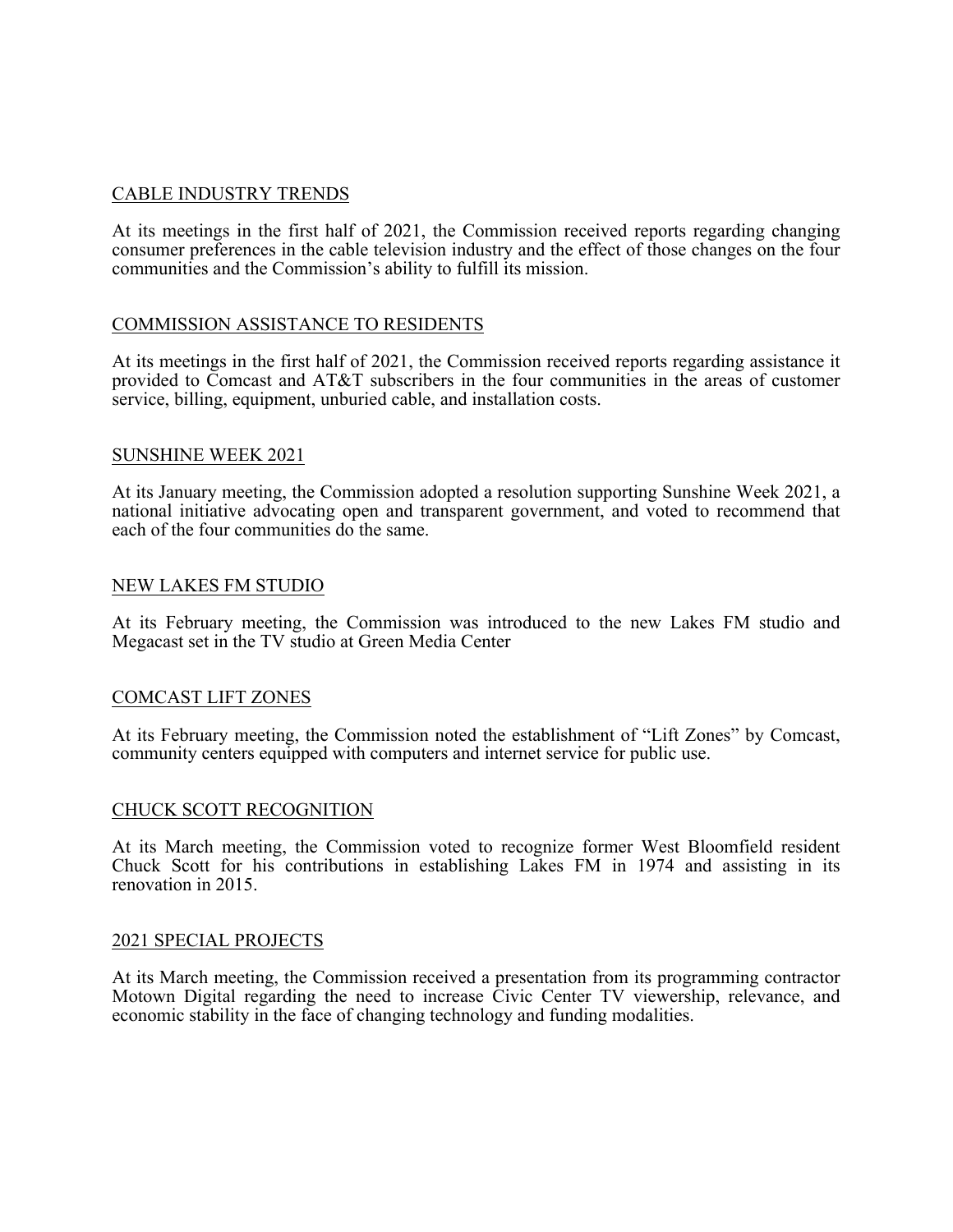## CABLE INDUSTRY TRENDS

At its meetings in the first half of 2021, the Commission received reports regarding changing consumer preferences in the cable television industry and the effect of those changes on the four communities and the Commission's ability to fulfill its mission.

## COMMISSION ASSISTANCE TO RESIDENTS

At its meetings in the first half of 2021, the Commission received reports regarding assistance it provided to Comcast and AT&T subscribers in the four communities in the areas of customer service, billing, equipment, unburied cable, and installation costs.

## SUNSHINE WEEK 2021

At its January meeting, the Commission adopted a resolution supporting Sunshine Week 2021, a national initiative advocating open and transparent government, and voted to recommend that each of the four communities do the same.

## NEW LAKES FM STUDIO

At its February meeting, the Commission was introduced to the new Lakes FM studio and Megacast set in the TV studio at Green Media Center

## COMCAST LIFT ZONES

At its February meeting, the Commission noted the establishment of "Lift Zones" by Comcast, community centers equipped with computers and internet service for public use.

## CHUCK SCOTT RECOGNITION

At its March meeting, the Commission voted to recognize former West Bloomfield resident Chuck Scott for his contributions in establishing Lakes FM in 1974 and assisting in its renovation in 2015.

## 2021 SPECIAL PROJECTS

At its March meeting, the Commission received a presentation from its programming contractor Motown Digital regarding the need to increase Civic Center TV viewership, relevance, and economic stability in the face of changing technology and funding modalities.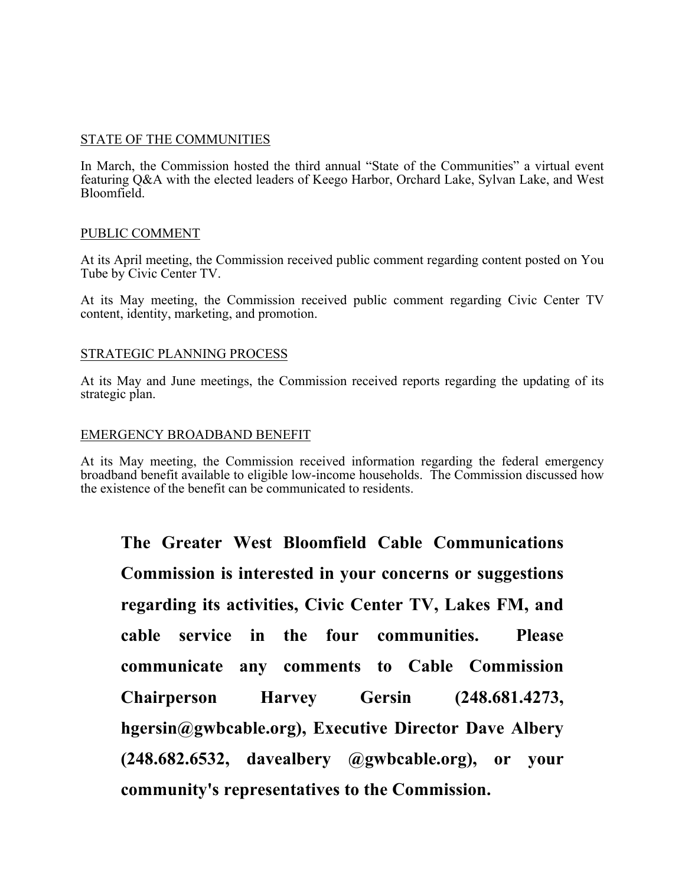## STATE OF THE COMMUNITIES

In March, the Commission hosted the third annual "State of the Communities" a virtual event featuring Q&A with the elected leaders of Keego Harbor, Orchard Lake, Sylvan Lake, and West Bloomfield.

## PUBLIC COMMENT

At its April meeting, the Commission received public comment regarding content posted on You Tube by Civic Center TV.

At its May meeting, the Commission received public comment regarding Civic Center TV content, identity, marketing, and promotion.

## STRATEGIC PLANNING PROCESS

At its May and June meetings, the Commission received reports regarding the updating of its strategic plan.

## EMERGENCY BROADBAND BENEFIT

At its May meeting, the Commission received information regarding the federal emergency broadband benefit available to eligible low-income households. The Commission discussed how the existence of the benefit can be communicated to residents.

**The Greater West Bloomfield Cable Communications Commission is interested in your concerns or suggestions regarding its activities, Civic Center TV, Lakes FM, and cable service in the four communities. Please communicate any comments to Cable Commission Chairperson Harvey Gersin (248.681.4273, hgersin@gwbcable.org), Executive Director Dave Albery (248.682.6532, davealbery @gwbcable.org), or your community's representatives to the Commission.**